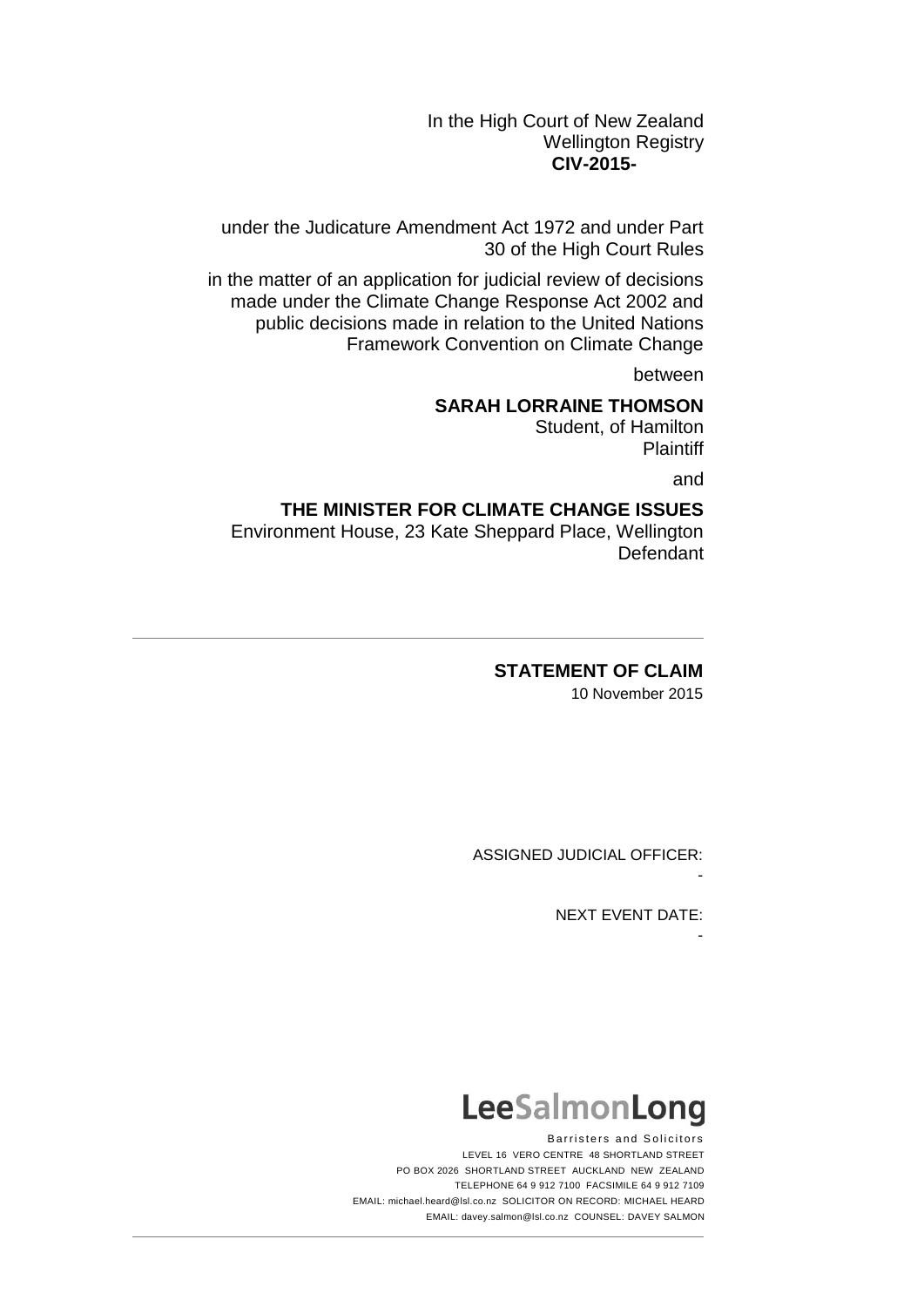In the High Court of New Zealand
Wellington Registry
**CIV-2015-**

under the Judicature Amendment Act 1972 and under Part 30 of the High Court Rules

in the matter of an application for judicial review of decisions made under the Climate Change Response Act 2002 and public decisions made in relation to the United Nations Framework Convention on Climate Change

between

**SARAH LORRAINE THOMSON**
Student, of Hamilton
Plaintiff

and

**THE MINISTER FOR CLIMATE CHANGE ISSUES**
Environment House, 23 Kate Sheppard Place, Wellington
Defendant

---

# STATEMENT OF CLAIM

10 November 2015

ASSIGNED JUDICIAL OFFICER:
-

NEXT EVENT DATE:
-

**LeeSalmonLong**

Barristers and Solicitors
LEVEL 16 VERO CENTRE 48 SHORTLAND STREET
PO BOX 2026 SHORTLAND STREET AUCKLAND NEW ZEALAND
TELEPHONE 64 9 912 7100 FACSIMILE 64 9 912 7109
EMAIL: michael.heard@lsl.co.nz SOLICITOR ON RECORD: MICHAEL HEARD
EMAIL: davey.salmon@lsl.co.nz COUNSEL: DAVEY SALMON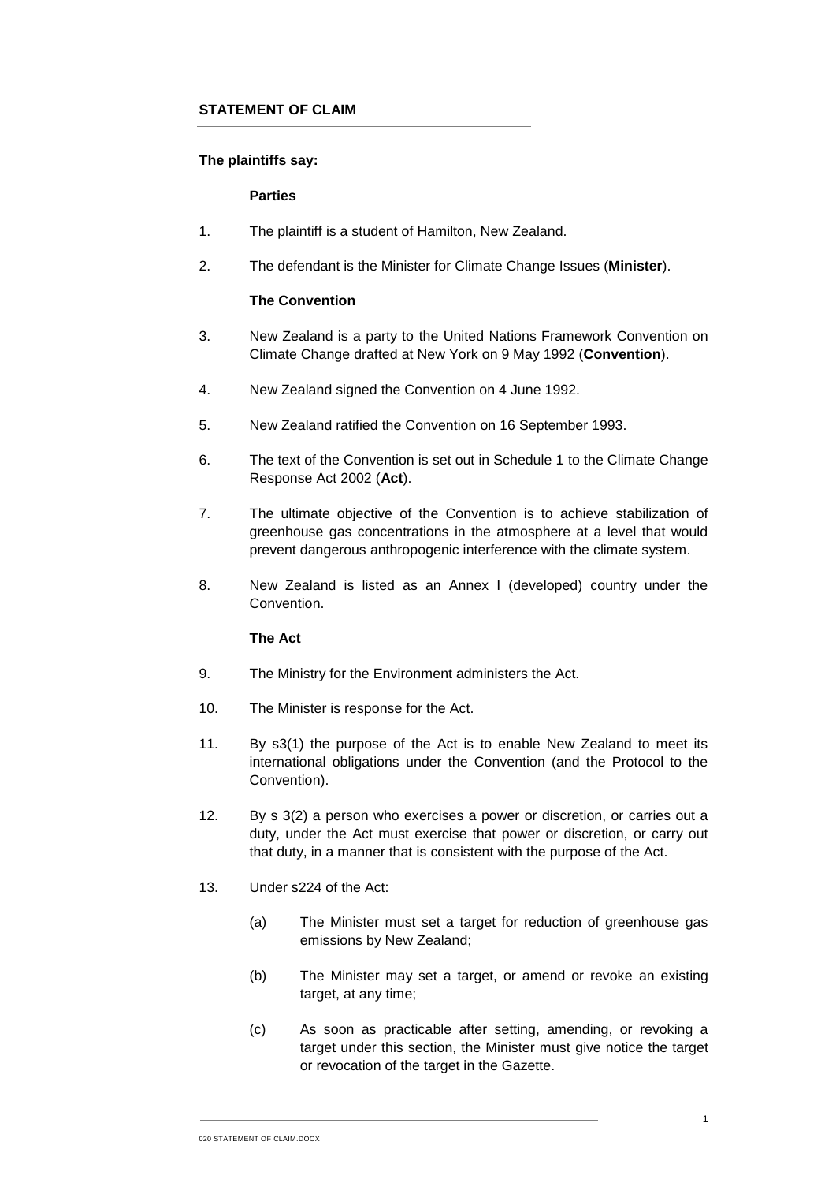## STATEMENT OF CLAIM

**The plaintiffs say:**

**Parties**

1. The plaintiff is a student of Hamilton, New Zealand.

2. The defendant is the Minister for Climate Change Issues (**Minister**).

**The Convention**

3. New Zealand is a party to the United Nations Framework Convention on Climate Change drafted at New York on 9 May 1992 (**Convention**).

4. New Zealand signed the Convention on 4 June 1992.

5. New Zealand ratified the Convention on 16 September 1993.

6. The text of the Convention is set out in Schedule 1 to the Climate Change Response Act 2002 (**Act**).

7. The ultimate objective of the Convention is to achieve stabilization of greenhouse gas concentrations in the atmosphere at a level that would prevent dangerous anthropogenic interference with the climate system.

8. New Zealand is listed as an Annex I (developed) country under the Convention.

**The Act**

9. The Ministry for the Environment administers the Act.

10. The Minister is response for the Act.

11. By s3(1) the purpose of the Act is to enable New Zealand to meet its international obligations under the Convention (and the Protocol to the Convention).

12. By s 3(2) a person who exercises a power or discretion, or carries out a duty, under the Act must exercise that power or discretion, or carry out that duty, in a manner that is consistent with the purpose of the Act.

13. Under s224 of the Act:

    (a) The Minister must set a target for reduction of greenhouse gas emissions by New Zealand;

    (b) The Minister may set a target, or amend or revoke an existing target, at any time;

    (c) As soon as practicable after setting, amending, or revoking a target under this section, the Minister must give notice the target or revocation of the target in the Gazette.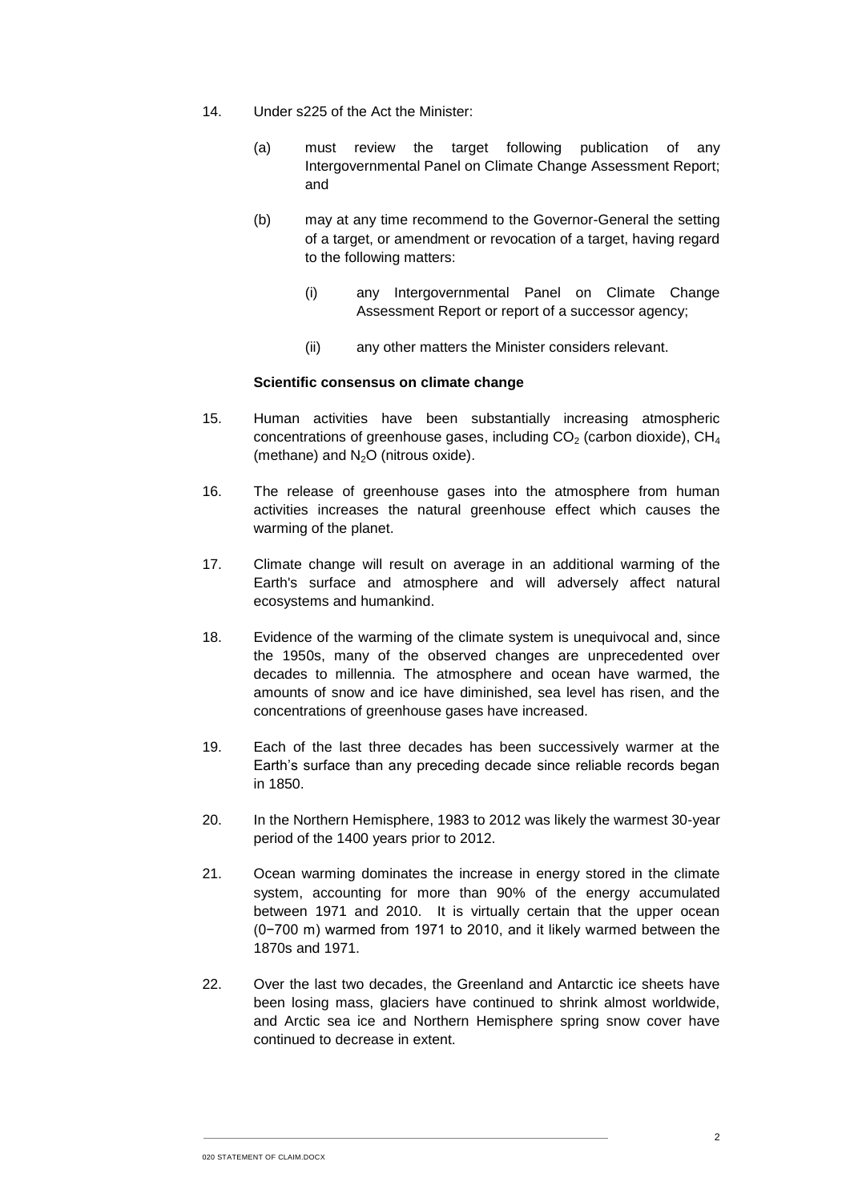14. Under s225 of the Act the Minister:

    (a) must review the target following publication of any Intergovernmental Panel on Climate Change Assessment Report; and

    (b) may at any time recommend to the Governor-General the setting of a target, or amendment or revocation of a target, having regard to the following matters:

        (i) any Intergovernmental Panel on Climate Change Assessment Report or report of a successor agency;

        (ii) any other matters the Minister considers relevant.

**Scientific consensus on climate change**

15. Human activities have been substantially increasing atmospheric concentrations of greenhouse gases, including $CO_2$ (carbon dioxide), $CH_4$ (methane) and $N_2O$ (nitrous oxide).

16. The release of greenhouse gases into the atmosphere from human activities increases the natural greenhouse effect which causes the warming of the planet.

17. Climate change will result on average in an additional warming of the Earth's surface and atmosphere and will adversely affect natural ecosystems and humankind.

18. Evidence of the warming of the climate system is unequivocal and, since the 1950s, many of the observed changes are unprecedented over decades to millennia. The atmosphere and ocean have warmed, the amounts of snow and ice have diminished, sea level has risen, and the concentrations of greenhouse gases have increased.

19. Each of the last three decades has been successively warmer at the Earth's surface than any preceding decade since reliable records began in 1850.

20. In the Northern Hemisphere, 1983 to 2012 was likely the warmest 30-year period of the 1400 years prior to 2012.

21. Ocean warming dominates the increase in energy stored in the climate system, accounting for more than 90% of the energy accumulated between 1971 and 2010. It is virtually certain that the upper ocean (0−700 m) warmed from 1971 to 2010, and it likely warmed between the 1870s and 1971.

22. Over the last two decades, the Greenland and Antarctic ice sheets have been losing mass, glaciers have continued to shrink almost worldwide, and Arctic sea ice and Northern Hemisphere spring snow cover have continued to decrease in extent.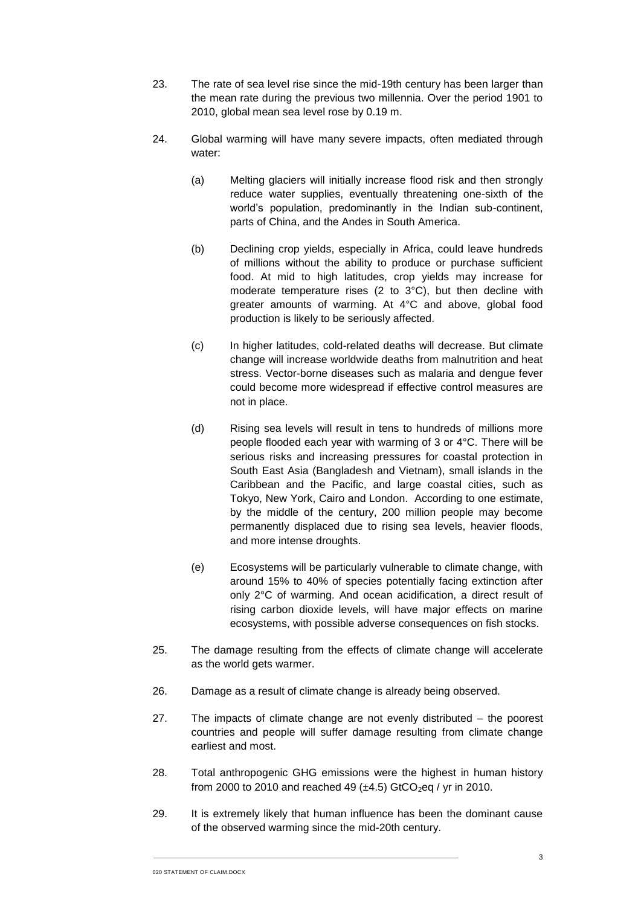23. The rate of sea level rise since the mid-19th century has been larger than the mean rate during the previous two millennia. Over the period 1901 to 2010, global mean sea level rose by 0.19 m.

24. Global warming will have many severe impacts, often mediated through water:

    (a) Melting glaciers will initially increase flood risk and then strongly reduce water supplies, eventually threatening one-sixth of the world's population, predominantly in the Indian sub-continent, parts of China, and the Andes in South America.

    (b) Declining crop yields, especially in Africa, could leave hundreds of millions without the ability to produce or purchase sufficient food. At mid to high latitudes, crop yields may increase for moderate temperature rises (2 to 3°C), but then decline with greater amounts of warming. At 4°C and above, global food production is likely to be seriously affected.

    (c) In higher latitudes, cold-related deaths will decrease. But climate change will increase worldwide deaths from malnutrition and heat stress. Vector-borne diseases such as malaria and dengue fever could become more widespread if effective control measures are not in place.

    (d) Rising sea levels will result in tens to hundreds of millions more people flooded each year with warming of 3 or 4°C. There will be serious risks and increasing pressures for coastal protection in South East Asia (Bangladesh and Vietnam), small islands in the Caribbean and the Pacific, and large coastal cities, such as Tokyo, New York, Cairo and London. According to one estimate, by the middle of the century, 200 million people may become permanently displaced due to rising sea levels, heavier floods, and more intense droughts.

    (e) Ecosystems will be particularly vulnerable to climate change, with around 15% to 40% of species potentially facing extinction after only 2°C of warming. And ocean acidification, a direct result of rising carbon dioxide levels, will have major effects on marine ecosystems, with possible adverse consequences on fish stocks.

25. The damage resulting from the effects of climate change will accelerate as the world gets warmer.

26. Damage as a result of climate change is already being observed.

27. The impacts of climate change are not evenly distributed – the poorest countries and people will suffer damage resulting from climate change earliest and most.

28. Total anthropogenic GHG emissions were the highest in human history from 2000 to 2010 and reached 49 (±4.5) $GtCO_2eq$ / yr in 2010.

29. It is extremely likely that human influence has been the dominant cause of the observed warming since the mid-20th century.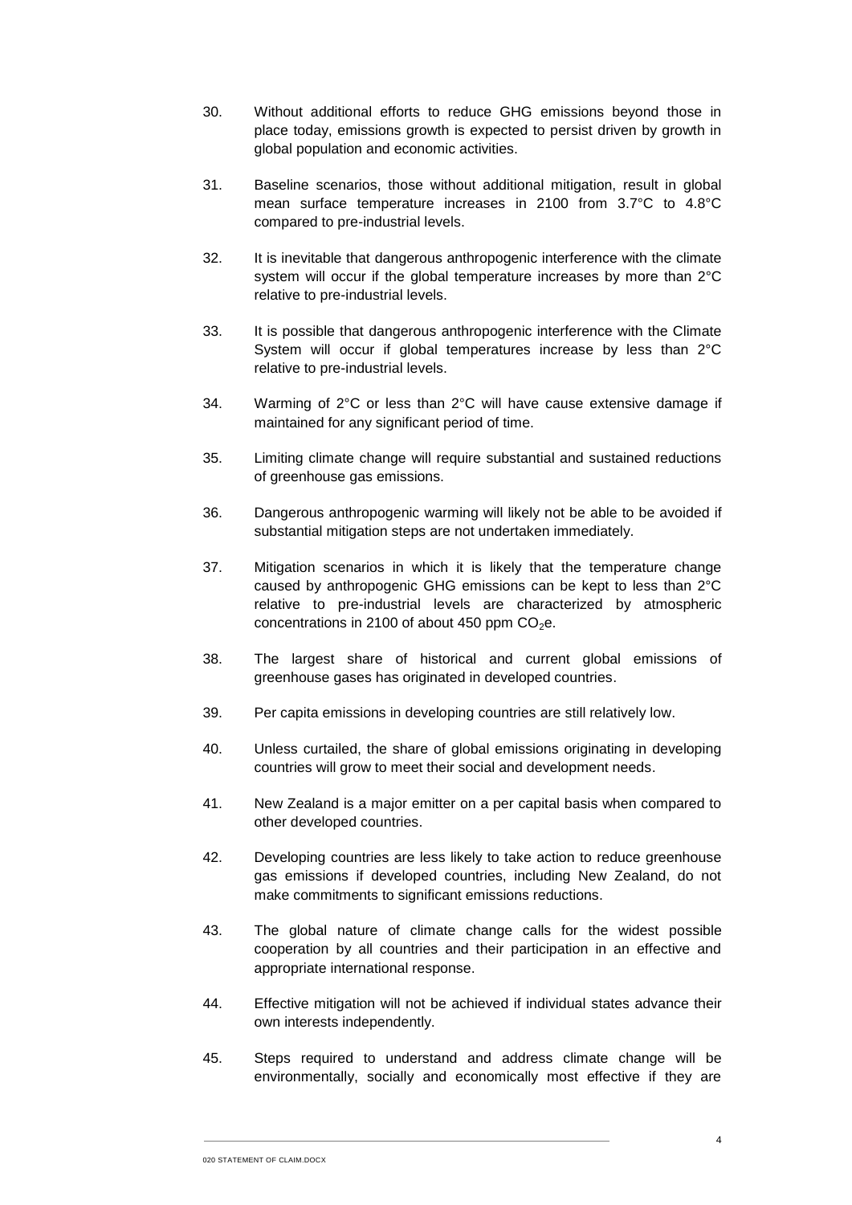30. Without additional efforts to reduce GHG emissions beyond those in place today, emissions growth is expected to persist driven by growth in global population and economic activities.

31. Baseline scenarios, those without additional mitigation, result in global mean surface temperature increases in 2100 from 3.7°C to 4.8°C compared to pre-industrial levels.

32. It is inevitable that dangerous anthropogenic interference with the climate system will occur if the global temperature increases by more than 2°C relative to pre-industrial levels.

33. It is possible that dangerous anthropogenic interference with the Climate System will occur if global temperatures increase by less than 2°C relative to pre-industrial levels.

34. Warming of 2°C or less than 2°C will have cause extensive damage if maintained for any significant period of time.

35. Limiting climate change will require substantial and sustained reductions of greenhouse gas emissions.

36. Dangerous anthropogenic warming will likely not be able to be avoided if substantial mitigation steps are not undertaken immediately.

37. Mitigation scenarios in which it is likely that the temperature change caused by anthropogenic GHG emissions can be kept to less than 2°C relative to pre-industrial levels are characterized by atmospheric concentrations in 2100 of about 450 ppm $CO_2$e.

38. The largest share of historical and current global emissions of greenhouse gases has originated in developed countries.

39. Per capita emissions in developing countries are still relatively low.

40. Unless curtailed, the share of global emissions originating in developing countries will grow to meet their social and development needs.

41. New Zealand is a major emitter on a per capital basis when compared to other developed countries.

42. Developing countries are less likely to take action to reduce greenhouse gas emissions if developed countries, including New Zealand, do not make commitments to significant emissions reductions.

43. The global nature of climate change calls for the widest possible cooperation by all countries and their participation in an effective and appropriate international response.

44. Effective mitigation will not be achieved if individual states advance their own interests independently.

45. Steps required to understand and address climate change will be environmentally, socially and economically most effective if they are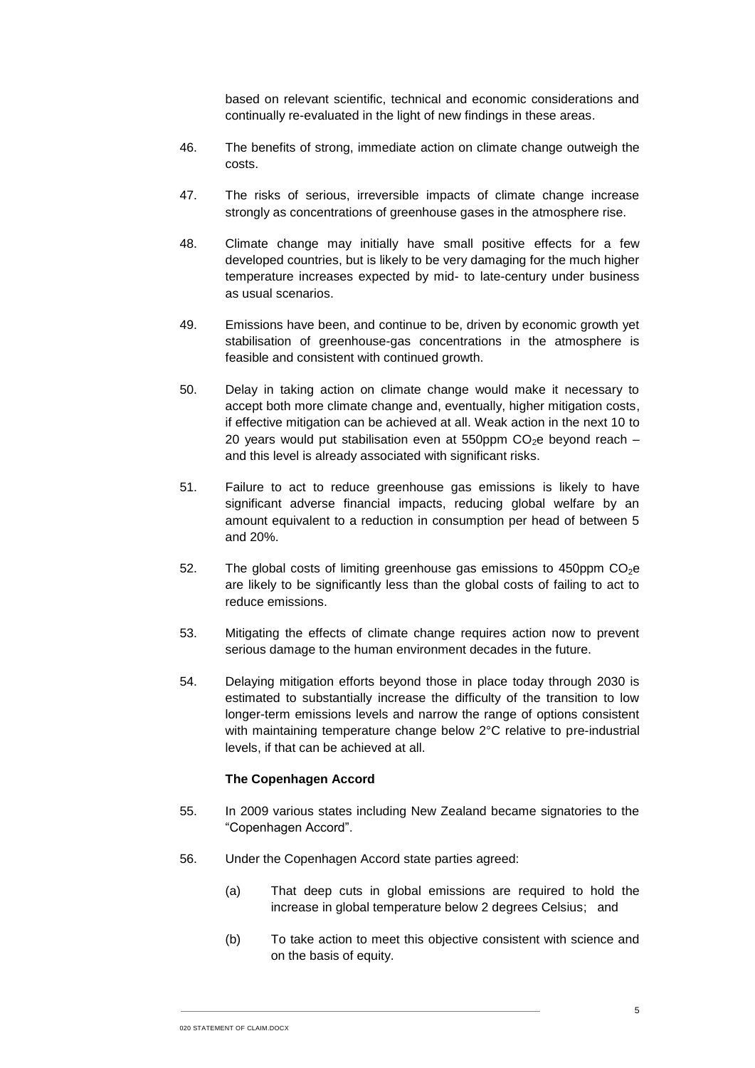based on relevant scientific, technical and economic considerations and continually re-evaluated in the light of new findings in these areas.

46. The benefits of strong, immediate action on climate change outweigh the costs.

47. The risks of serious, irreversible impacts of climate change increase strongly as concentrations of greenhouse gases in the atmosphere rise.

48. Climate change may initially have small positive effects for a few developed countries, but is likely to be very damaging for the much higher temperature increases expected by mid- to late-century under business as usual scenarios.

49. Emissions have been, and continue to be, driven by economic growth yet stabilisation of greenhouse-gas concentrations in the atmosphere is feasible and consistent with continued growth.

50. Delay in taking action on climate change would make it necessary to accept both more climate change and, eventually, higher mitigation costs, if effective mitigation can be achieved at all. Weak action in the next 10 to 20 years would put stabilisation even at 550ppm $CO_2$e beyond reach – and this level is already associated with significant risks.

51. Failure to act to reduce greenhouse gas emissions is likely to have significant adverse financial impacts, reducing global welfare by an amount equivalent to a reduction in consumption per head of between 5 and 20%.

52. The global costs of limiting greenhouse gas emissions to 450ppm $CO_2$e are likely to be significantly less than the global costs of failing to act to reduce emissions.

53. Mitigating the effects of climate change requires action now to prevent serious damage to the human environment decades in the future.

54. Delaying mitigation efforts beyond those in place today through 2030 is estimated to substantially increase the difficulty of the transition to low longer-term emissions levels and narrow the range of options consistent with maintaining temperature change below 2°C relative to pre-industrial levels, if that can be achieved at all.

**The Copenhagen Accord**

55. In 2009 various states including New Zealand became signatories to the "Copenhagen Accord".

56. Under the Copenhagen Accord state parties agreed:

    (a) That deep cuts in global emissions are required to hold the increase in global temperature below 2 degrees Celsius; and

    (b) To take action to meet this objective consistent with science and on the basis of equity.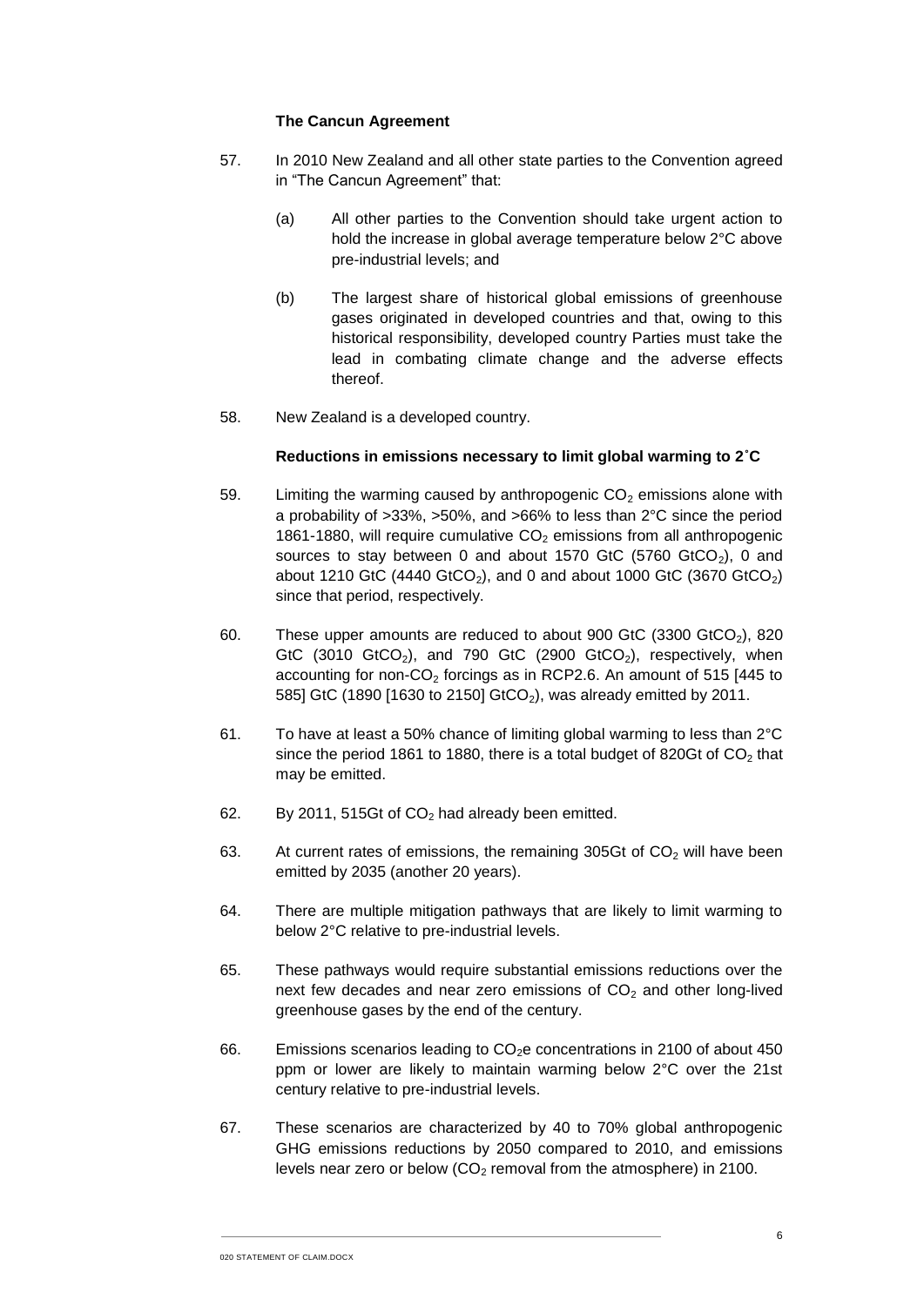**The Cancun Agreement**

57. In 2010 New Zealand and all other state parties to the Convention agreed in "The Cancun Agreement" that:

    (a) All other parties to the Convention should take urgent action to hold the increase in global average temperature below 2°C above pre-industrial levels; and

    (b) The largest share of historical global emissions of greenhouse gases originated in developed countries and that, owing to this historical responsibility, developed country Parties must take the lead in combating climate change and the adverse effects thereof.

58. New Zealand is a developed country.

**Reductions in emissions necessary to limit global warming to 2˚C**

59. Limiting the warming caused by anthropogenic $CO_2$ emissions alone with a probability of >33%, >50%, and >66% to less than 2°C since the period 1861-1880, will require cumulative $CO_2$ emissions from all anthropogenic sources to stay between 0 and about 1570 GtC (5760 $GtCO_2$), 0 and about 1210 GtC (4440 $GtCO_2$), and 0 and about 1000 GtC (3670 $GtCO_2$) since that period, respectively.

60. These upper amounts are reduced to about 900 GtC (3300 $GtCO_2$), 820 GtC (3010 $GtCO_2$), and 790 GtC (2900 $GtCO_2$), respectively, when accounting for non-$CO_2$ forcings as in RCP2.6. An amount of 515 [445 to 585] GtC (1890 [1630 to 2150] $GtCO_2$), was already emitted by 2011.

61. To have at least a 50% chance of limiting global warming to less than 2°C since the period 1861 to 1880, there is a total budget of 820Gt of $CO_2$ that may be emitted.

62. By 2011, 515Gt of $CO_2$ had already been emitted.

63. At current rates of emissions, the remaining 305Gt of $CO_2$ will have been emitted by 2035 (another 20 years).

64. There are multiple mitigation pathways that are likely to limit warming to below 2°C relative to pre-industrial levels.

65. These pathways would require substantial emissions reductions over the next few decades and near zero emissions of $CO_2$ and other long-lived greenhouse gases by the end of the century.

66. Emissions scenarios leading to $CO_2e$ concentrations in 2100 of about 450 ppm or lower are likely to maintain warming below 2°C over the 21st century relative to pre-industrial levels.

67. These scenarios are characterized by 40 to 70% global anthropogenic GHG emissions reductions by 2050 compared to 2010, and emissions levels near zero or below ($CO_2$ removal from the atmosphere) in 2100.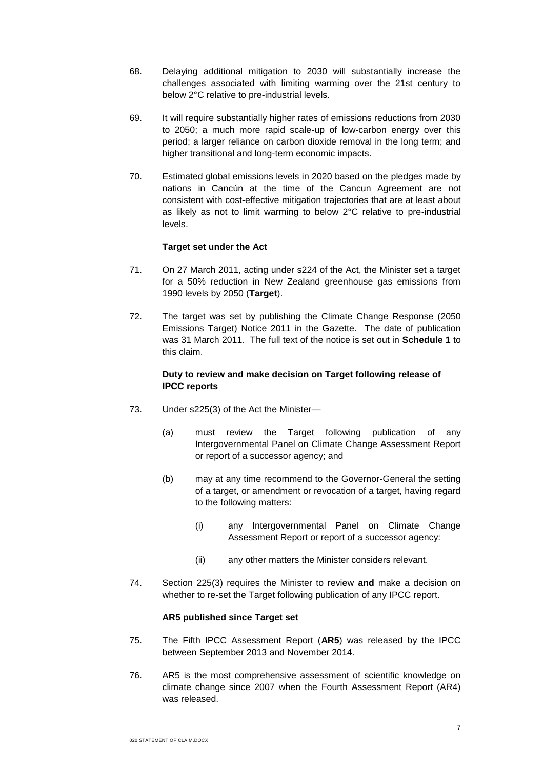68. Delaying additional mitigation to 2030 will substantially increase the challenges associated with limiting warming over the 21st century to below 2°C relative to pre-industrial levels.

69. It will require substantially higher rates of emissions reductions from 2030 to 2050; a much more rapid scale-up of low-carbon energy over this period; a larger reliance on carbon dioxide removal in the long term; and higher transitional and long-term economic impacts.

70. Estimated global emissions levels in 2020 based on the pledges made by nations in Cancún at the time of the Cancun Agreement are not consistent with cost-effective mitigation trajectories that are at least about as likely as not to limit warming to below 2°C relative to pre-industrial levels.

**Target set under the Act**

71. On 27 March 2011, acting under s224 of the Act, the Minister set a target for a 50% reduction in New Zealand greenhouse gas emissions from 1990 levels by 2050 (**Target**).

72. The target was set by publishing the Climate Change Response (2050 Emissions Target) Notice 2011 in the Gazette. The date of publication was 31 March 2011. The full text of the notice is set out in **Schedule 1** to this claim.

**Duty to review and make decision on Target following release of IPCC reports**

73. Under s225(3) of the Act the Minister—

   (a) must review the Target following publication of any Intergovernmental Panel on Climate Change Assessment Report or report of a successor agency; and

   (b) may at any time recommend to the Governor-General the setting of a target, or amendment or revocation of a target, having regard to the following matters:

      (i) any Intergovernmental Panel on Climate Change Assessment Report or report of a successor agency:

      (ii) any other matters the Minister considers relevant.

74. Section 225(3) requires the Minister to review **and** make a decision on whether to re-set the Target following publication of any IPCC report.

**AR5 published since Target set**

75. The Fifth IPCC Assessment Report (**AR5**) was released by the IPCC between September 2013 and November 2014.

76. AR5 is the most comprehensive assessment of scientific knowledge on climate change since 2007 when the Fourth Assessment Report (AR4) was released.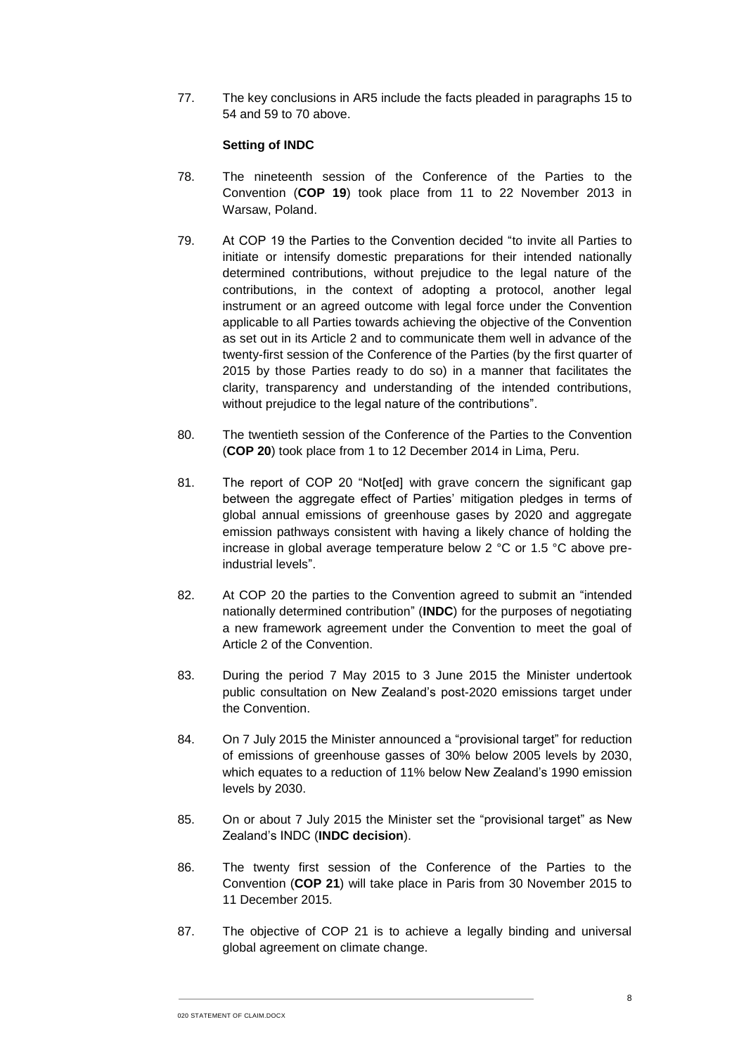77. The key conclusions in AR5 include the facts pleaded in paragraphs 15 to 54 and 59 to 70 above.

**Setting of INDC**

78. The nineteenth session of the Conference of the Parties to the Convention (**COP 19**) took place from 11 to 22 November 2013 in Warsaw, Poland.

79. At COP 19 the Parties to the Convention decided "to invite all Parties to initiate or intensify domestic preparations for their intended nationally determined contributions, without prejudice to the legal nature of the contributions, in the context of adopting a protocol, another legal instrument or an agreed outcome with legal force under the Convention applicable to all Parties towards achieving the objective of the Convention as set out in its Article 2 and to communicate them well in advance of the twenty-first session of the Conference of the Parties (by the first quarter of 2015 by those Parties ready to do so) in a manner that facilitates the clarity, transparency and understanding of the intended contributions, without prejudice to the legal nature of the contributions".

80. The twentieth session of the Conference of the Parties to the Convention (**COP 20**) took place from 1 to 12 December 2014 in Lima, Peru.

81. The report of COP 20 "Not[ed] with grave concern the significant gap between the aggregate effect of Parties' mitigation pledges in terms of global annual emissions of greenhouse gases by 2020 and aggregate emission pathways consistent with having a likely chance of holding the increase in global average temperature below 2 °C or 1.5 °C above pre-industrial levels".

82. At COP 20 the parties to the Convention agreed to submit an "intended nationally determined contribution" (**INDC**) for the purposes of negotiating a new framework agreement under the Convention to meet the goal of Article 2 of the Convention.

83. During the period 7 May 2015 to 3 June 2015 the Minister undertook public consultation on New Zealand's post-2020 emissions target under the Convention.

84. On 7 July 2015 the Minister announced a "provisional target" for reduction of emissions of greenhouse gasses of 30% below 2005 levels by 2030, which equates to a reduction of 11% below New Zealand's 1990 emission levels by 2030.

85. On or about 7 July 2015 the Minister set the "provisional target" as New Zealand's INDC (**INDC decision**).

86. The twenty first session of the Conference of the Parties to the Convention (**COP 21**) will take place in Paris from 30 November 2015 to 11 December 2015.

87. The objective of COP 21 is to achieve a legally binding and universal global agreement on climate change.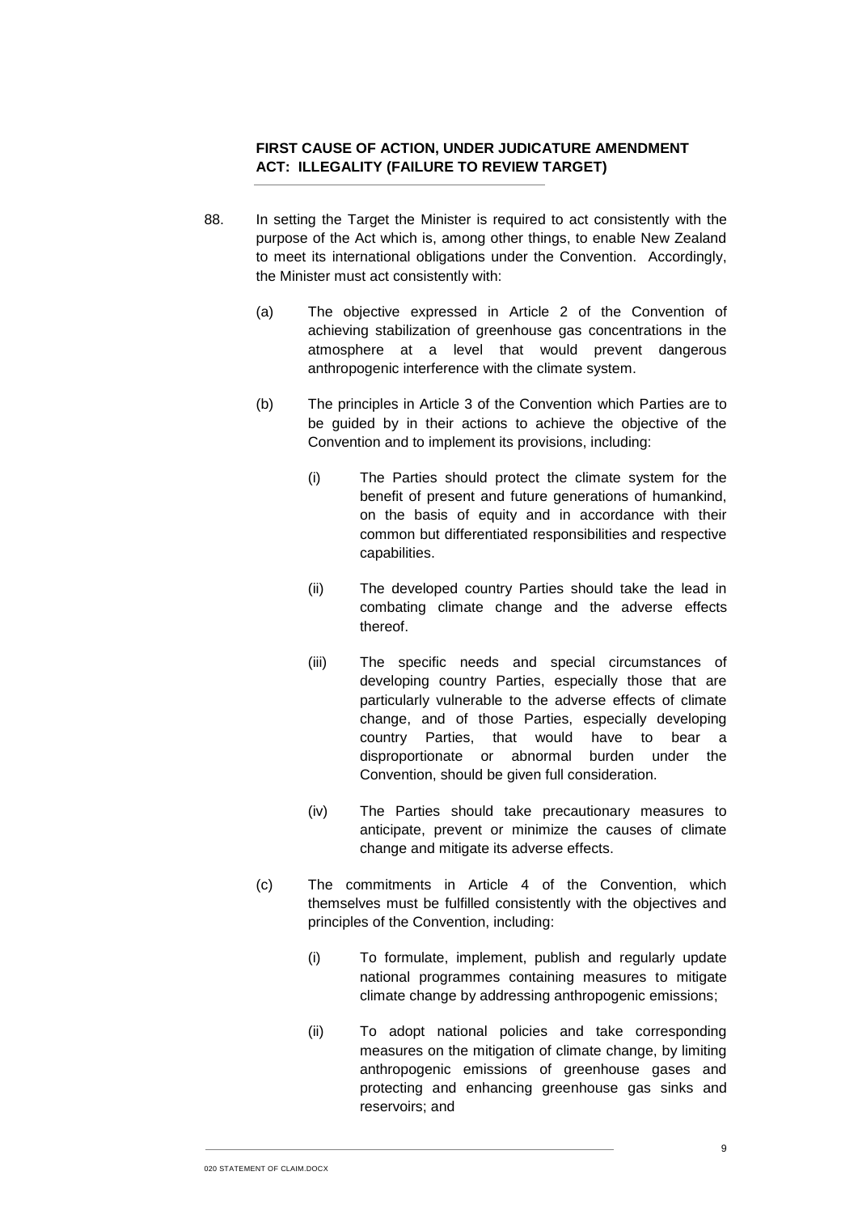**FIRST CAUSE OF ACTION, UNDER JUDICATURE AMENDMENT ACT: ILLEGALITY (FAILURE TO REVIEW TARGET)**

88. In setting the Target the Minister is required to act consistently with the purpose of the Act which is, among other things, to enable New Zealand to meet its international obligations under the Convention. Accordingly, the Minister must act consistently with:

    (a) The objective expressed in Article 2 of the Convention of achieving stabilization of greenhouse gas concentrations in the atmosphere at a level that would prevent dangerous anthropogenic interference with the climate system.

    (b) The principles in Article 3 of the Convention which Parties are to be guided by in their actions to achieve the objective of the Convention and to implement its provisions, including:

        (i) The Parties should protect the climate system for the benefit of present and future generations of humankind, on the basis of equity and in accordance with their common but differentiated responsibilities and respective capabilities.

        (ii) The developed country Parties should take the lead in combating climate change and the adverse effects thereof.

        (iii) The specific needs and special circumstances of developing country Parties, especially those that are particularly vulnerable to the adverse effects of climate change, and of those Parties, especially developing country Parties, that would have to bear a disproportionate or abnormal burden under the Convention, should be given full consideration.

        (iv) The Parties should take precautionary measures to anticipate, prevent or minimize the causes of climate change and mitigate its adverse effects.

    (c) The commitments in Article 4 of the Convention, which themselves must be fulfilled consistently with the objectives and principles of the Convention, including:

        (i) To formulate, implement, publish and regularly update national programmes containing measures to mitigate climate change by addressing anthropogenic emissions;

        (ii) To adopt national policies and take corresponding measures on the mitigation of climate change, by limiting anthropogenic emissions of greenhouse gases and protecting and enhancing greenhouse gas sinks and reservoirs; and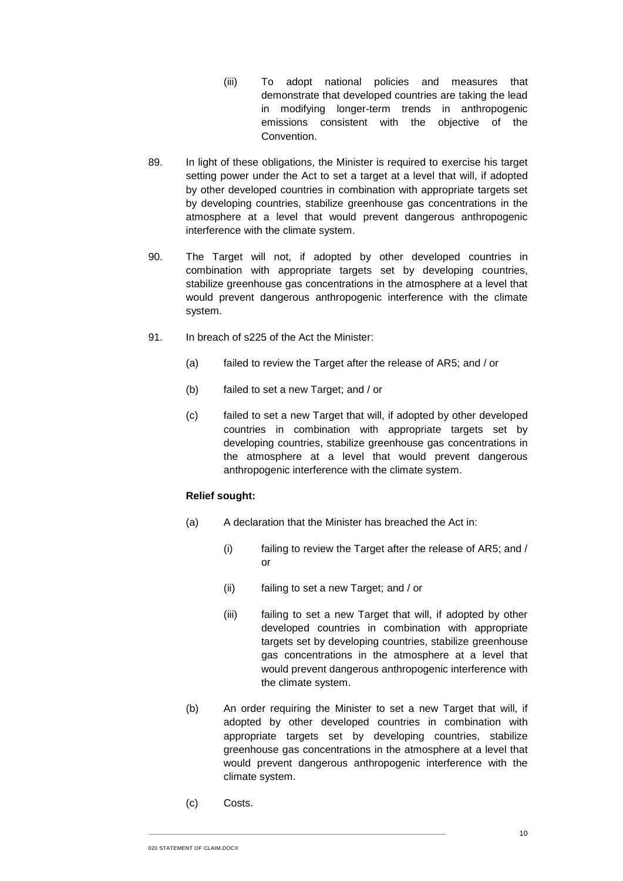(iii) To adopt national policies and measures that demonstrate that developed countries are taking the lead in modifying longer-term trends in anthropogenic emissions consistent with the objective of the Convention.

89. In light of these obligations, the Minister is required to exercise his target setting power under the Act to set a target at a level that will, if adopted by other developed countries in combination with appropriate targets set by developing countries, stabilize greenhouse gas concentrations in the atmosphere at a level that would prevent dangerous anthropogenic interference with the climate system.

90. The Target will not, if adopted by other developed countries in combination with appropriate targets set by developing countries, stabilize greenhouse gas concentrations in the atmosphere at a level that would prevent dangerous anthropogenic interference with the climate system.

91. In breach of s225 of the Act the Minister:

(a) failed to review the Target after the release of AR5; and / or

(b) failed to set a new Target; and / or

(c) failed to set a new Target that will, if adopted by other developed countries in combination with appropriate targets set by developing countries, stabilize greenhouse gas concentrations in the atmosphere at a level that would prevent dangerous anthropogenic interference with the climate system.

**Relief sought:**

(a) A declaration that the Minister has breached the Act in:

(i) failing to review the Target after the release of AR5; and / or

(ii) failing to set a new Target; and / or

(iii) failing to set a new Target that will, if adopted by other developed countries in combination with appropriate targets set by developing countries, stabilize greenhouse gas concentrations in the atmosphere at a level that would prevent dangerous anthropogenic interference with the climate system.

(b) An order requiring the Minister to set a new Target that will, if adopted by other developed countries in combination with appropriate targets set by developing countries, stabilize greenhouse gas concentrations in the atmosphere at a level that would prevent dangerous anthropogenic interference with the climate system.

(c) Costs.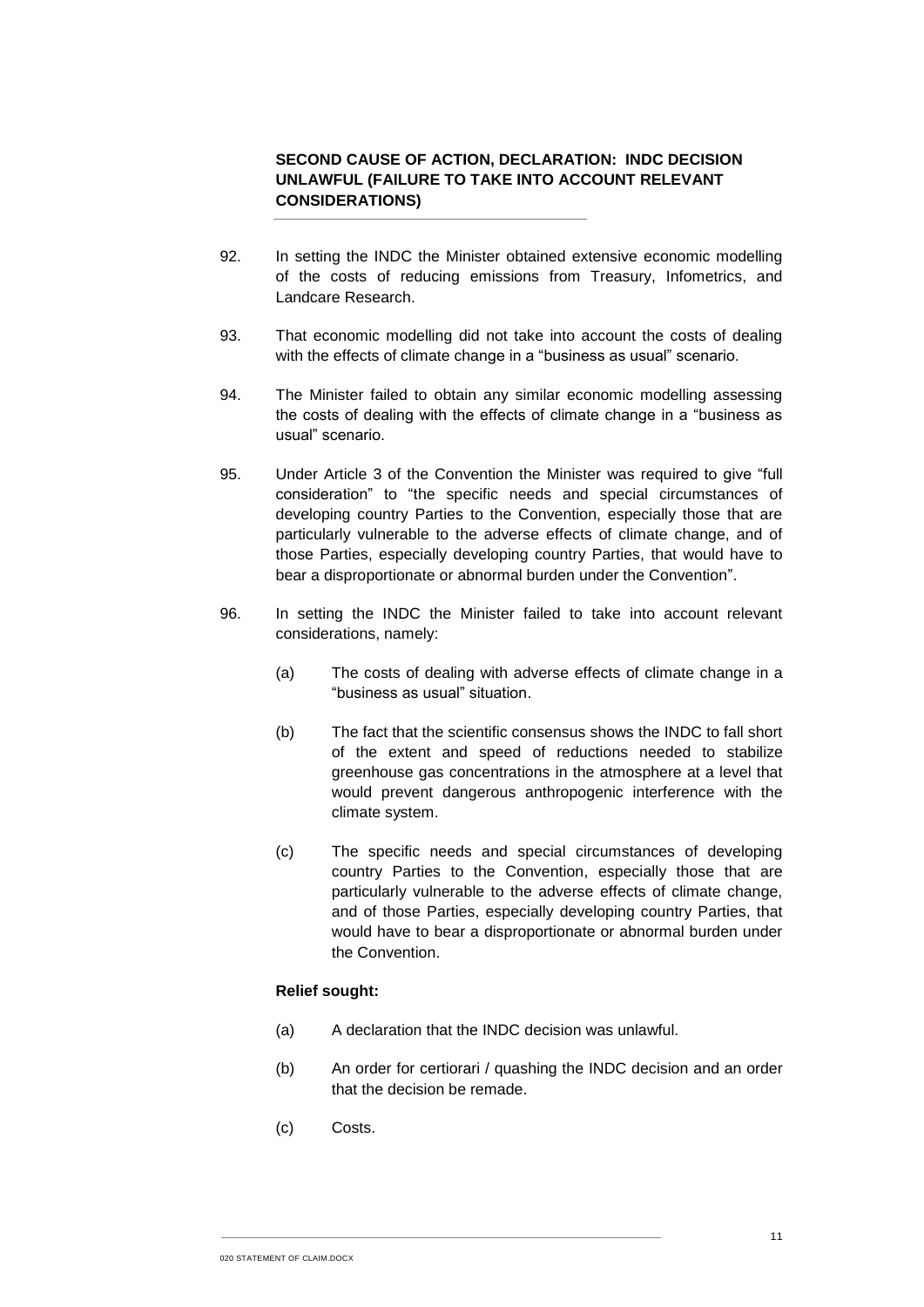## SECOND CAUSE OF ACTION, DECLARATION: INDC DECISION UNLAWFUL (FAILURE TO TAKE INTO ACCOUNT RELEVANT CONSIDERATIONS)

92. In setting the INDC the Minister obtained extensive economic modelling of the costs of reducing emissions from Treasury, Infometrics, and Landcare Research.

93. That economic modelling did not take into account the costs of dealing with the effects of climate change in a "business as usual" scenario.

94. The Minister failed to obtain any similar economic modelling assessing the costs of dealing with the effects of climate change in a "business as usual" scenario.

95. Under Article 3 of the Convention the Minister was required to give "full consideration" to "the specific needs and special circumstances of developing country Parties to the Convention, especially those that are particularly vulnerable to the adverse effects of climate change, and of those Parties, especially developing country Parties, that would have to bear a disproportionate or abnormal burden under the Convention".

96. In setting the INDC the Minister failed to take into account relevant considerations, namely:

    (a) The costs of dealing with adverse effects of climate change in a "business as usual" situation.

    (b) The fact that the scientific consensus shows the INDC to fall short of the extent and speed of reductions needed to stabilize greenhouse gas concentrations in the atmosphere at a level that would prevent dangerous anthropogenic interference with the climate system.

    (c) The specific needs and special circumstances of developing country Parties to the Convention, especially those that are particularly vulnerable to the adverse effects of climate change, and of those Parties, especially developing country Parties, that would have to bear a disproportionate or abnormal burden under the Convention.

**Relief sought:**

(a) A declaration that the INDC decision was unlawful.

(b) An order for certiorari / quashing the INDC decision and an order that the decision be remade.

(c) Costs.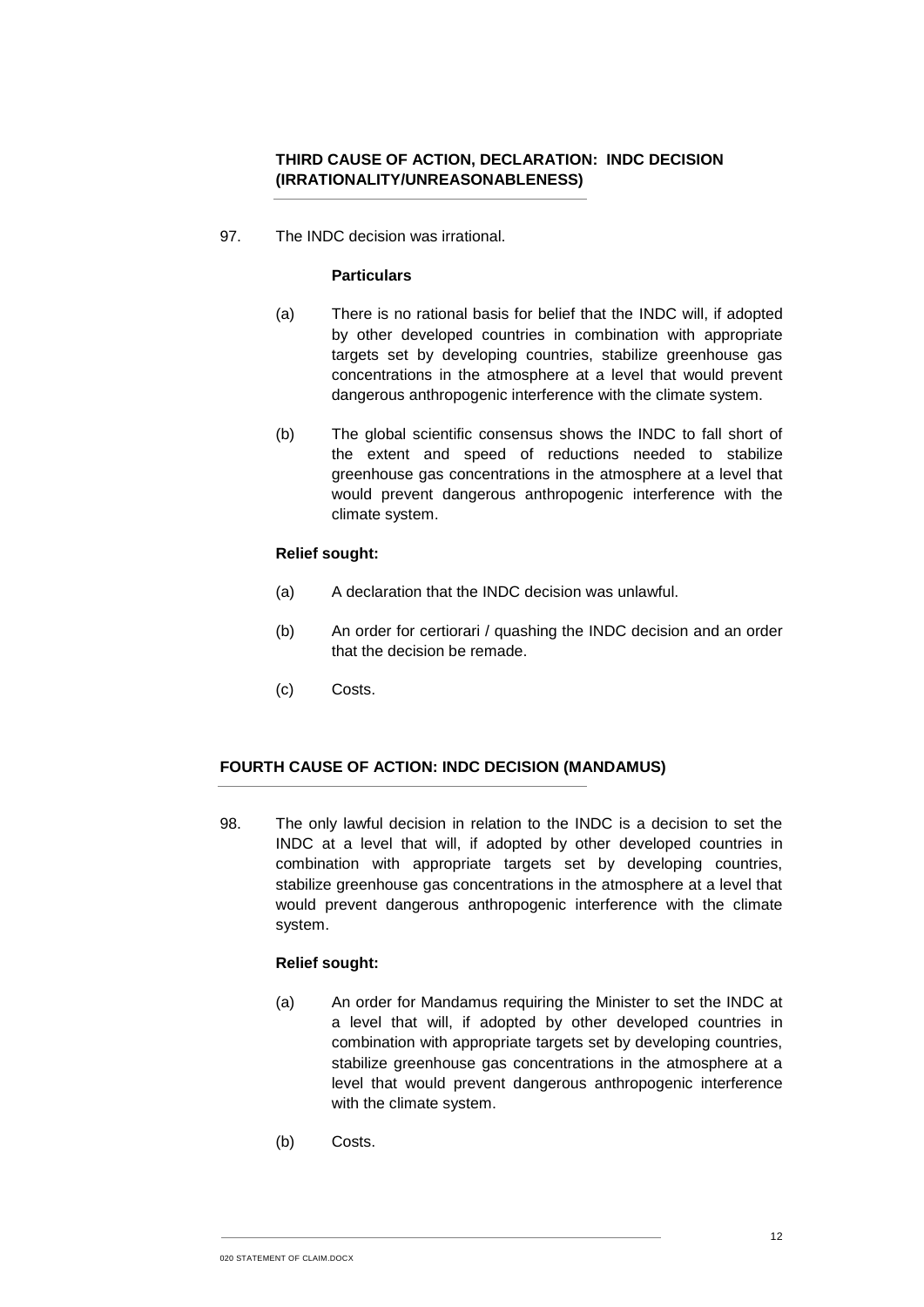### THIRD CAUSE OF ACTION, DECLARATION: INDC DECISION (IRRATIONALITY/UNREASONABLENESS)

97. The INDC decision was irrational.

**Particulars**

(a) There is no rational basis for belief that the INDC will, if adopted by other developed countries in combination with appropriate targets set by developing countries, stabilize greenhouse gas concentrations in the atmosphere at a level that would prevent dangerous anthropogenic interference with the climate system.

(b) The global scientific consensus shows the INDC to fall short of the extent and speed of reductions needed to stabilize greenhouse gas concentrations in the atmosphere at a level that would prevent dangerous anthropogenic interference with the climate system.

**Relief sought:**

(a) A declaration that the INDC decision was unlawful.

(b) An order for certiorari / quashing the INDC decision and an order that the decision be remade.

(c) Costs.

### FOURTH CAUSE OF ACTION: INDC DECISION (MANDAMUS)

98. The only lawful decision in relation to the INDC is a decision to set the INDC at a level that will, if adopted by other developed countries in combination with appropriate targets set by developing countries, stabilize greenhouse gas concentrations in the atmosphere at a level that would prevent dangerous anthropogenic interference with the climate system.

**Relief sought:**

(a) An order for Mandamus requiring the Minister to set the INDC at a level that will, if adopted by other developed countries in combination with appropriate targets set by developing countries, stabilize greenhouse gas concentrations in the atmosphere at a level that would prevent dangerous anthropogenic interference with the climate system.

(b) Costs.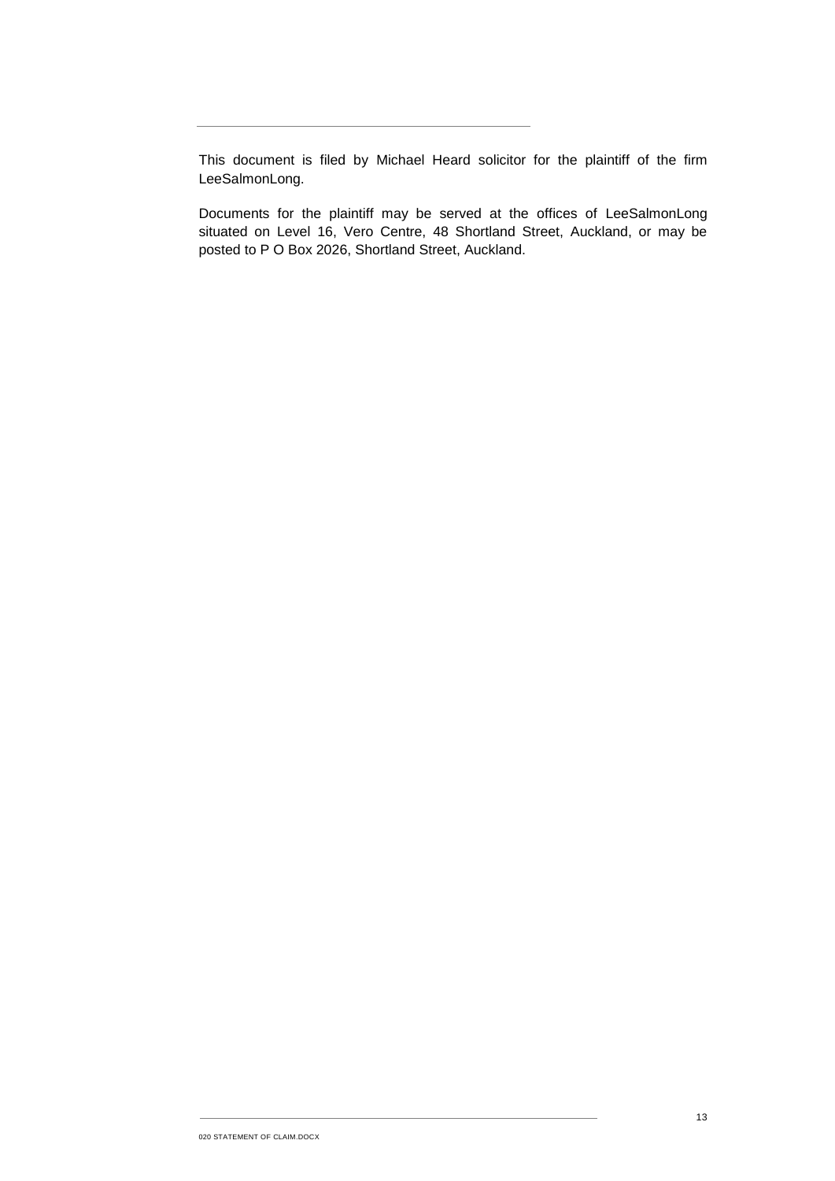This document is filed by Michael Heard solicitor for the plaintiff of the firm LeeSalmonLong.

Documents for the plaintiff may be served at the offices of LeeSalmonLong situated on Level 16, Vero Centre, 48 Shortland Street, Auckland, or may be posted to P O Box 2026, Shortland Street, Auckland.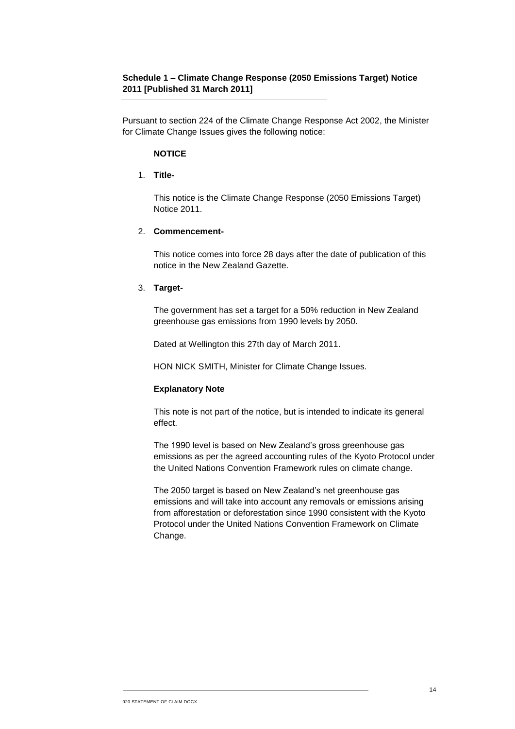**Schedule 1 – Climate Change Response (2050 Emissions Target) Notice 2011 [Published 31 March 2011]**

Pursuant to section 224 of the Climate Change Response Act 2002, the Minister for Climate Change Issues gives the following notice:

**NOTICE**

1. **Title-**

   This notice is the Climate Change Response (2050 Emissions Target) Notice 2011.

2. **Commencement-**

   This notice comes into force 28 days after the date of publication of this notice in the New Zealand Gazette.

3. **Target-**

   The government has set a target for a 50% reduction in New Zealand greenhouse gas emissions from 1990 levels by 2050.

   Dated at Wellington this 27th day of March 2011.

   HON NICK SMITH, Minister for Climate Change Issues.

   **Explanatory Note**

   This note is not part of the notice, but is intended to indicate its general effect.

   The 1990 level is based on New Zealand's gross greenhouse gas emissions as per the agreed accounting rules of the Kyoto Protocol under the United Nations Convention Framework rules on climate change.

   The 2050 target is based on New Zealand's net greenhouse gas emissions and will take into account any removals or emissions arising from afforestation or deforestation since 1990 consistent with the Kyoto Protocol under the United Nations Convention Framework on Climate Change.